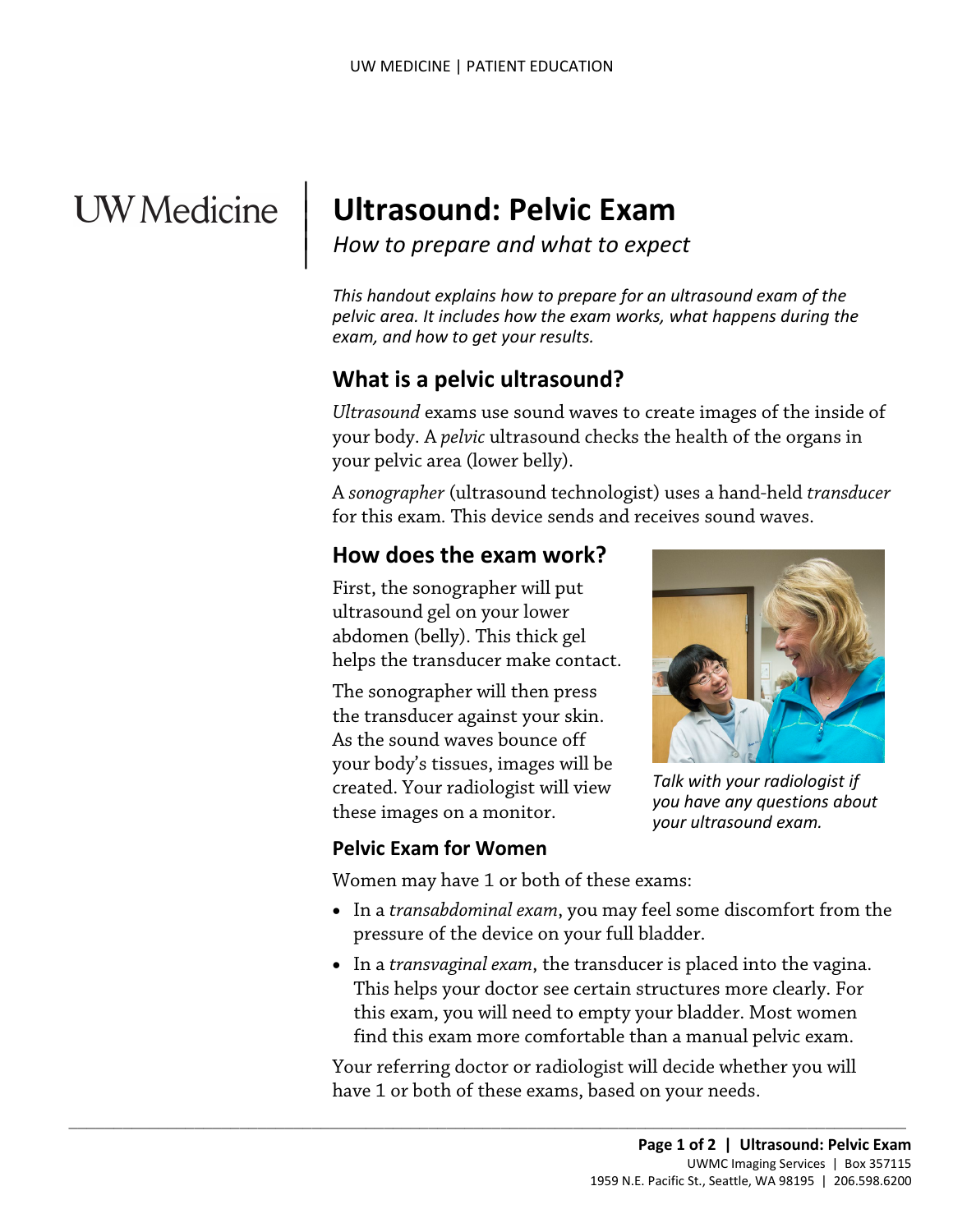# Ultrasound: Pelvic Exam

*How to prepare and what to expect*

*This handout explains how to prepare for an ultrasound exam of the pelvic area. It includes how the exam works, what happens during the exam, and how to get your results.*

## What is a pelvic ultrasound?

*Ultrasound* exams use sound waves to create images of the inside of your body. A *pelvic* ultrasound checks the health of the organs in your pelvic area (lower belly).

A *sonographer* (ultrasound technologist) uses a hand-held *transducer* for this exam. This device sends and receives sound waves.

## How does the exam work?

First, the sonographer will put ultrasound gel on your lower abdomen (belly). This thick gel helps the transducer make contact.

The sonographer will then press the transducer against your skin. As the sound waves bounce off your body's tissues, images will be created. Your radiologist will view these images on a monitor.

*Talk with your radiologist if you have any questions about your ultrasound exam.*

### Pelvic Exam for Women

Women may have 1 or both of these exams:

- In a *transabdominal exam*, you may feel some discomfort from the pressure of the device on your full bladder.
- In a *transvaginal exam*, the transducer is placed into the vagina. This helps your doctor see certain structures more clearly. For this exam, you will need to empty your bladder. Most women find this exam more comfortable than a manual pelvic exam.

Your referring doctor or radiologist will decide whether you will have 1 or both of these exams, based on your needs.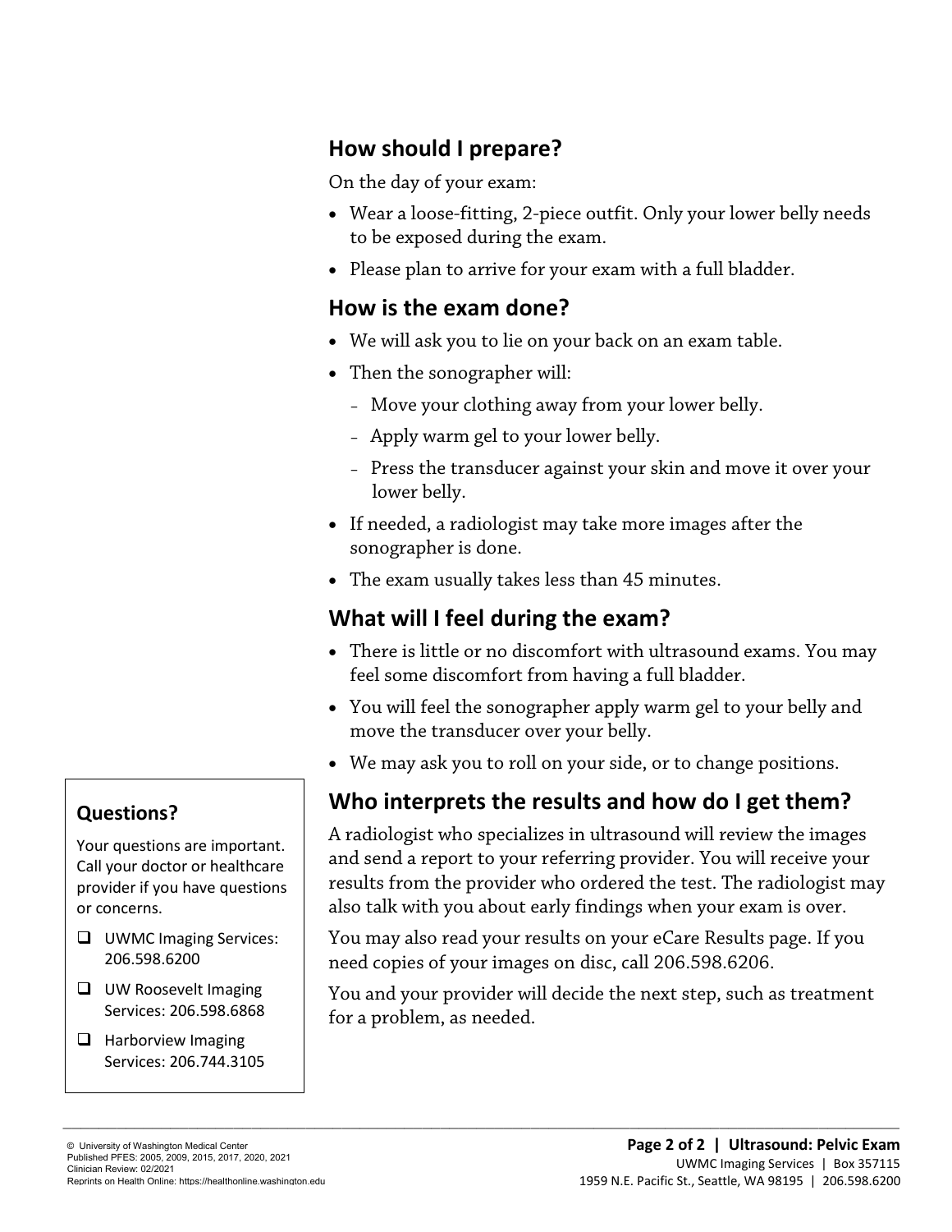## How should I prepare?

On the day of your exam:

- Wear a loose-fitting, 2-piece outfit. Only your lower belly needs to be exposed during the exam.
- Please plan to arrive for your exam with a full bladder.

## How is the exam done?

- We will ask you to lie on your back on an exam table.
- Then the sonographer will:
  - Move your clothing away from your lower belly.
  - Apply warm gel to your lower belly.
  - Press the transducer against your skin and move it over your lower belly.
- If needed, a radiologist may take more images after the sonographer is done.
- The exam usually takes less than 45 minutes.

## What will I feel during the exam?

- There is little or no discomfort with ultrasound exams. You may feel some discomfort from having a full bladder.
- You will feel the sonographer apply warm gel to your belly and move the transducer over your belly.
- We may ask you to roll on your side, or to change positions.

## Who interprets the results and how do I get them?

A radiologist who specializes in ultrasound will review the images and send a report to your referring provider. You will receive your results from the provider who ordered the test. The radiologist may also talk with you about early findings when your exam is over.

You may also read your results on your eCare Results page. If you need copies of your images on disc, call 206.598.6206.

You and your provider will decide the next step, such as treatment for a problem, as needed.

### Questions?

Your questions are important. Call your doctor or healthcare provider if you have questions or concerns.

- ❑ UWMC Imaging Services: 206.598.6200
- ❑ UW Roosevelt Imaging Services: 206.598.6868
- ❑ Harborview Imaging Services: 206.744.3105

© University of Washington Medical Center
Published PFES: 2005, 2009, 2015, 2017, 2020, 2021
Clinician Review: 02/2021
Reprints on Health Online: https://healthonline.washington.edu

UWMC Imaging Services | Box 357115
1959 N.E. Pacific St., Seattle, WA 98195 | 206.598.6200